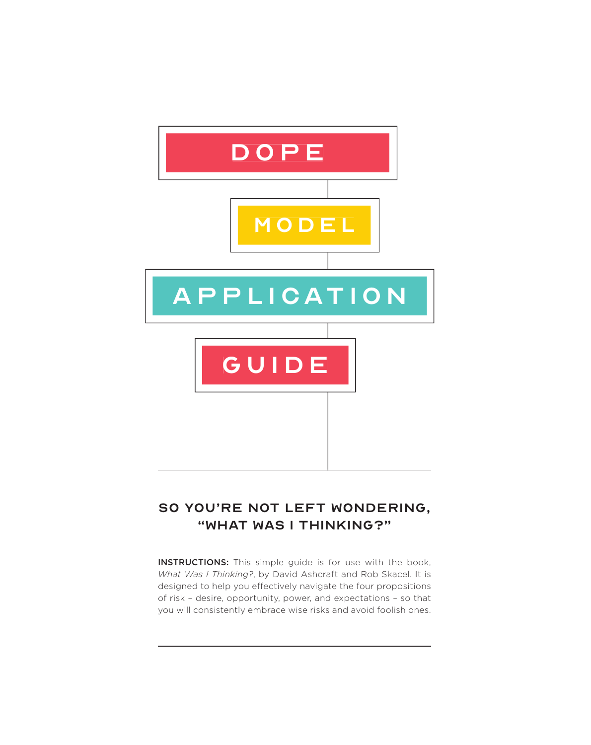# DOPE

# MODEL

# APPLICATION

# GUIDE

## SO YOU'RE NOT LEFT WONDERING, "WHAT WAS I THINKING?"

**INSTRUCTIONS:** This simple guide is for use with the book, *What Was I Thinking?*, by David Ashcraft and Rob Skacel. It is designed to help you effectively navigate the four propositions of risk – desire, opportunity, power, and expectations – so that you will consistently embrace wise risks and avoid foolish ones.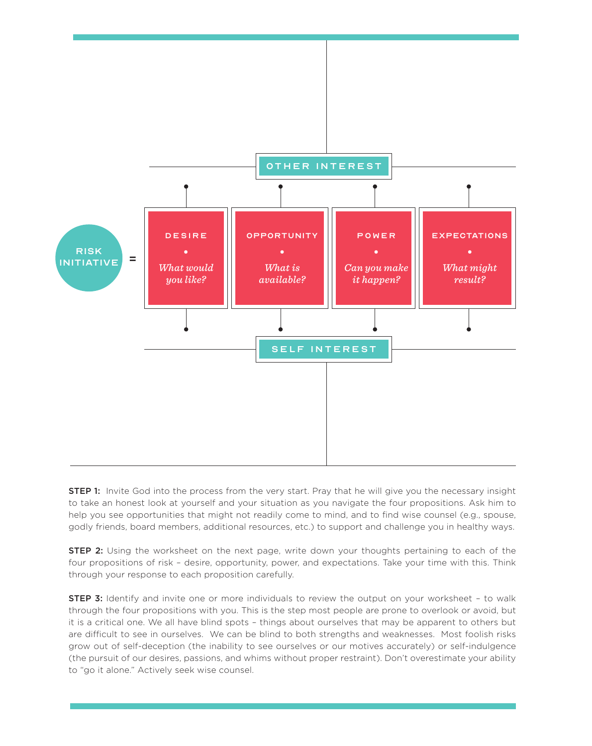OTHER INTEREST

RISK INITIATIVE =

| DESIRE | OPPORTUNITY | POWER | EXPECTATIONS |
| --- | --- | --- | --- |
| *What would you like?* | *What is available?* | *Can you make it happen?* | *What might result?* |

SELF INTEREST

**STEP 1:** Invite God into the process from the very start. Pray that he will give you the necessary insight to take an honest look at yourself and your situation as you navigate the four propositions. Ask him to help you see opportunities that might not readily come to mind, and to find wise counsel (e.g., spouse, godly friends, board members, additional resources, etc.) to support and challenge you in healthy ways.

**STEP 2:** Using the worksheet on the next page, write down your thoughts pertaining to each of the four propositions of risk – desire, opportunity, power, and expectations. Take your time with this. Think through your response to each proposition carefully.

**STEP 3:** Identify and invite one or more individuals to review the output on your worksheet – to walk through the four propositions with you. This is the step most people are prone to overlook or avoid, but it is a critical one. We all have blind spots – things about ourselves that may be apparent to others but are difficult to see in ourselves. We can be blind to both strengths and weaknesses. Most foolish risks grow out of self-deception (the inability to see ourselves or our motives accurately) or self-indulgence (the pursuit of our desires, passions, and whims without proper restraint). Don't overestimate your ability to "go it alone." Actively seek wise counsel.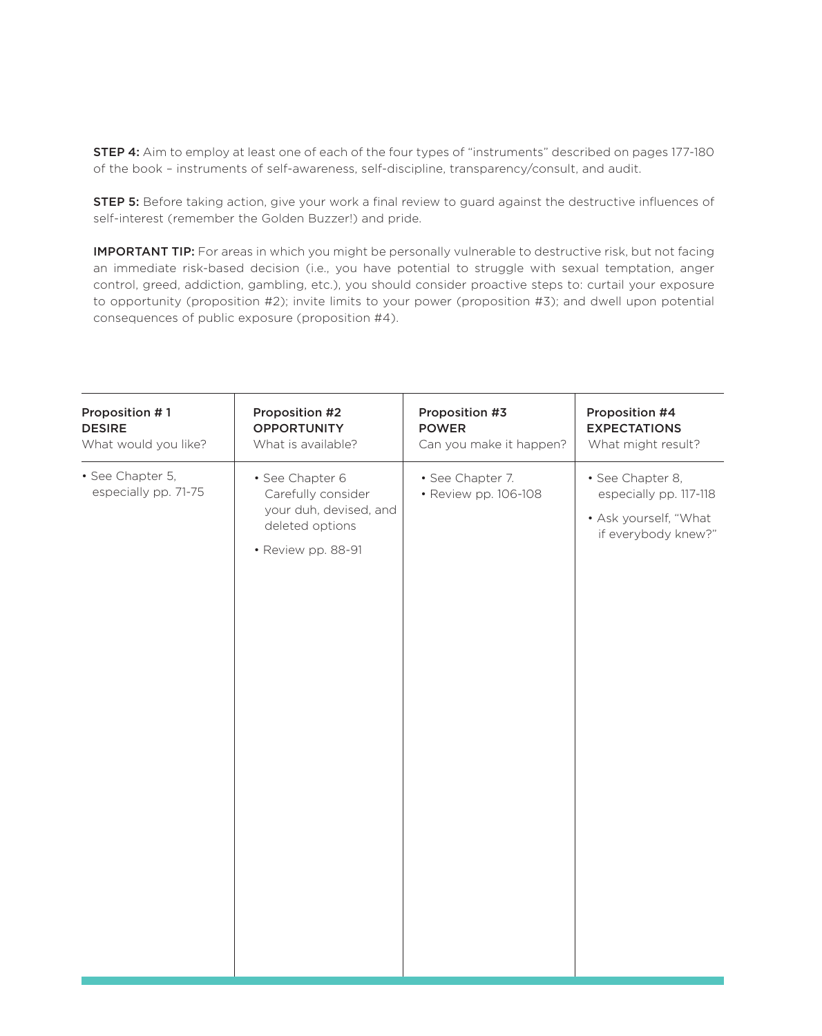**STEP 4:** Aim to employ at least one of each of the four types of "instruments" described on pages 177-180 of the book – instruments of self-awareness, self-discipline, transparency/consult, and audit.

**STEP 5:** Before taking action, give your work a final review to guard against the destructive influences of self-interest (remember the Golden Buzzer!) and pride.

**IMPORTANT TIP:** For areas in which you might be personally vulnerable to destructive risk, but not facing an immediate risk-based decision (i.e., you have potential to struggle with sexual temptation, anger control, greed, addiction, gambling, etc.), you should consider proactive steps to: curtail your exposure to opportunity (proposition #2); invite limits to your power (proposition #3); and dwell upon potential consequences of public exposure (proposition #4).

| Proposition # 1<br>DESIRE<br>What would you like? | Proposition #2<br>OPPORTUNITY<br>What is available? | Proposition #3<br>POWER<br>Can you make it happen? | Proposition #4<br>EXPECTATIONS<br>What might result? |
|---|---|---|---|
| • See Chapter 5, especially pp. 71-75 | • See Chapter 6 Carefully consider your duh, devised, and deleted options<br>• Review pp. 88-91 | • See Chapter 7.<br>• Review pp. 106-108 | • See Chapter 8, especially pp. 117-118<br>• Ask yourself, "What if everybody knew?" |